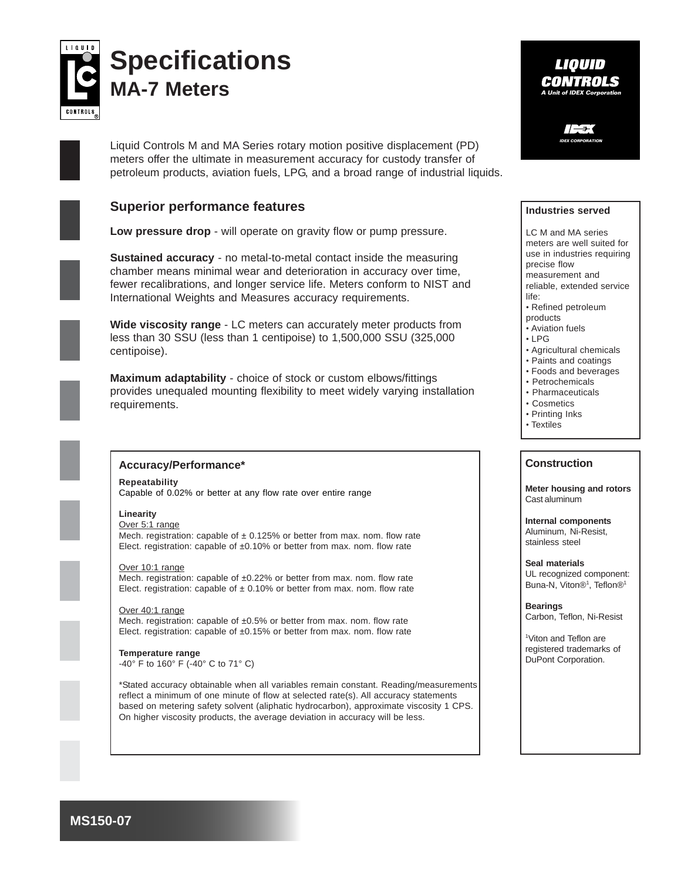# Specifications

## MA-7 Meters

LIQUID CONTROLS
A Unit of IDEX Corporation

Liquid Controls M and MA Series rotary motion positive displacement (PD) meters offer the ultimate in measurement accuracy for custody transfer of petroleum products, aviation fuels, LPG, and a broad range of industrial liquids.

## Superior performance features

**Low pressure drop** - will operate on gravity flow or pump pressure.

**Sustained accuracy** - no metal-to-metal contact inside the measuring chamber means minimal wear and deterioration in accuracy over time, fewer recalibrations, and longer service life. Meters conform to NIST and International Weights and Measures accuracy requirements.

**Wide viscosity range** - LC meters can accurately meter products from less than 30 SSU (less than 1 centipoise) to 1,500,000 SSU (325,000 centipoise).

**Maximum adaptability** - choice of stock or custom elbows/fittings provides unequaled mounting flexibility to meet widely varying installation requirements.

### Industries served

LC M and MA series meters are well suited for use in industries requiring precise flow measurement and reliable, extended service life:

- Refined petroleum products
- Aviation fuels
- LPG
- Agricultural chemicals
- Paints and coatings
- Foods and beverages
- Petrochemicals
- Pharmaceuticals
- Cosmetics
- Printing Inks
- Textiles

### Accuracy/Performance*

**Repeatability**
Capable of 0.02% or better at any flow rate over entire range

**Linearity**

Over 5:1 range
Mech. registration: capable of ± 0.125% or better from max. nom. flow rate
Elect. registration: capable of ±0.10% or better from max. nom. flow rate

Over 10:1 range
Mech. registration: capable of ±0.22% or better from max. nom. flow rate
Elect. registration: capable of ± 0.10% or better from max. nom. flow rate

Over 40:1 range
Mech. registration: capable of ±0.5% or better from max. nom. flow rate
Elect. registration: capable of ±0.15% or better from max. nom. flow rate

**Temperature range**
-40° F to 160° F (-40° C to 71° C)

*Stated accuracy obtainable when all variables remain constant. Reading/measurements reflect a minimum of one minute of flow at selected rate(s). All accuracy statements based on metering safety solvent (aliphatic hydrocarbon), approximate viscosity 1 CPS. On higher viscosity products, the average deviation in accuracy will be less.

### Construction

**Meter housing and rotors**
Cast aluminum

**Internal components**
Aluminum, Ni-Resist, stainless steel

**Seal materials**
UL recognized component: Buna-N, Viton®[1], Teflon®[1]

**Bearings**
Carbon, Teflon, Ni-Resist

[1]Viton and Teflon are registered trademarks of DuPont Corporation.

MS150-07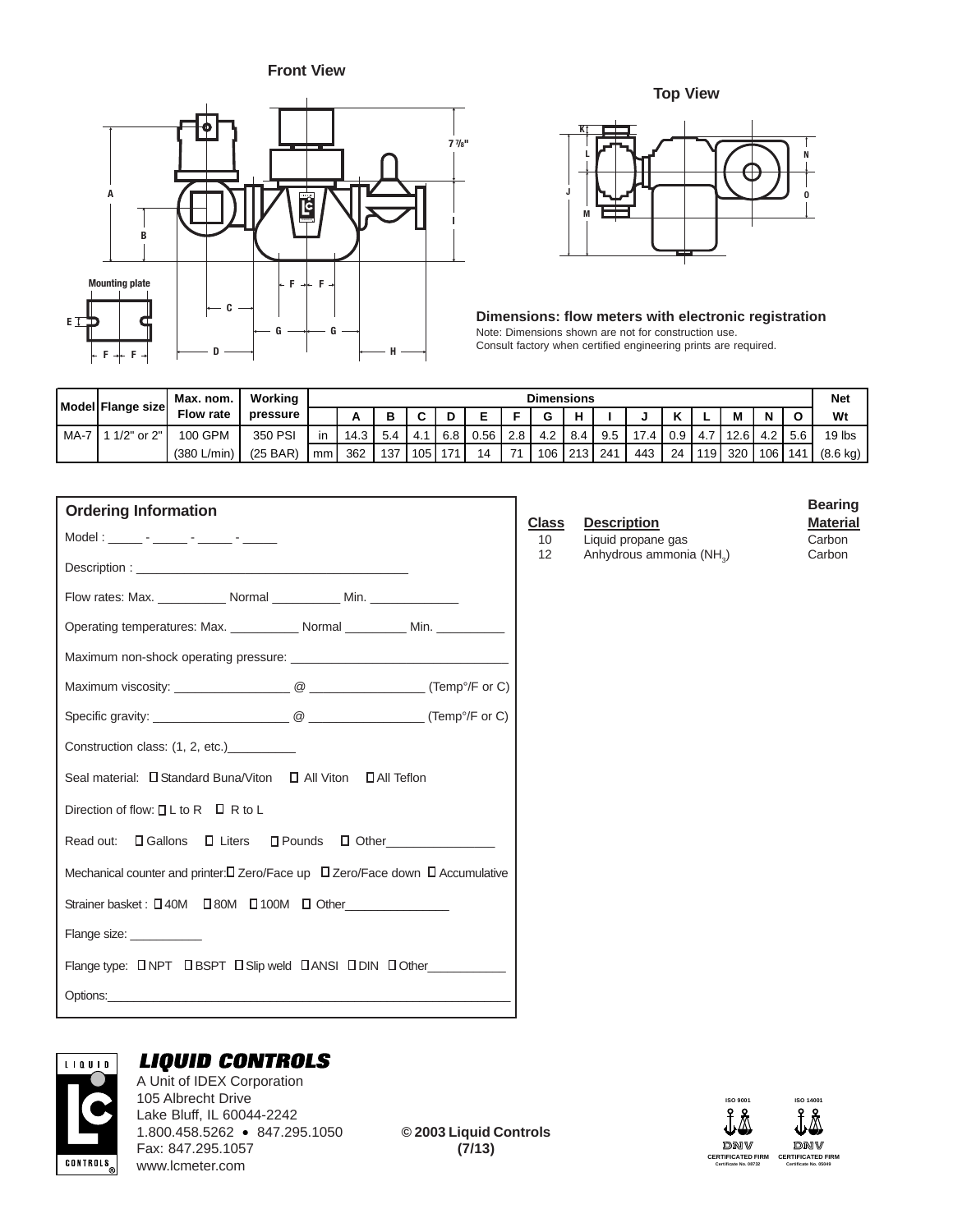**Front View**

**Top View**

7 7/8"

A B C D E F G H I J K L M N O

Mounting plate

**Dimensions: flow meters with electronic registration**

Note: Dimensions shown are not for construction use.
Consult factory when certified engineering prints are required.

| Model | Flange size | Max. nom. Flow rate | Working pressure | Dimensions | | | | | | | | | | | | | | | | Net Wt |
|---|---|---|---|---|---|---|---|---|---|---|---|---|---|---|---|---|---|---|---|---|
| | | | | | A | B | C | D | E | F | G | H | I | J | K | L | M | N | O | |
| MA-7 | 1 1/2" or 2" | 100 GPM | 350 PSI | in | 14.3 | 5.4 | 4.1 | 6.8 | 0.56 | 2.8 | 4.2 | 8.4 | 9.5 | 17.4 | 0.9 | 4.7 | 12.6 | 4.2 | 5.6 | 19 lbs |
| | | (380 L/min) | (25 BAR) | mm | 362 | 137 | 105 | 171 | 14 | 71 | 106 | 213 | 241 | 443 | 24 | 119 | 320 | 106 | 141 | (8.6 kg) |

## Ordering Information

Model : _____ - _____ - _____ - _____

Description : ______________________________________

Flow rates: Max. __________ Normal __________ Min. _____________

Operating temperatures: Max. __________ Normal _________ Min. __________

Maximum non-shock operating pressure: ______________________________

Maximum viscosity: ________________ @ ________________ (Temp°/F or C)

Specific gravity: ___________________ @ ________________ (Temp°/F or C)

Construction class: (1, 2, etc.)__________

Seal material: ☐ Standard Buna/Viton ☐ All Viton ☐ All Teflon

Direction of flow: ☐ L to R ☐ R to L

Read out: ☐ Gallons ☐ Liters ☐ Pounds ☐ Other________________

Mechanical counter and printer: ☐ Zero/Face up ☐ Zero/Face down ☐ Accumulative

Strainer basket : ☐ 40M ☐ 80M ☐ 100M ☐ Other_______________

Flange size: ___________

Flange type: ☐ NPT ☐ BSPT ☐ Slip weld ☐ ANSI ☐ DIN ☐ Other___________

Options:__________________________________________________________

| Class | Description | Bearing Material |
|---|---|---|
| 10 | Liquid propane gas | Carbon |
| 12 | Anhydrous ammonia ($NH_3$) | Carbon |

**LIQUID CONTROLS**

A Unit of IDEX Corporation
105 Albrecht Drive
Lake Bluff, IL 60044-2242
1.800.458.5262 • 847.295.1050
Fax: 847.295.1057
www.lcmeter.com

**© 2003 Liquid Controls**
**(7/13)**

ISO 9001 DNV CERTIFICATED FIRM Certificate No. 08732
ISO 14001 DNV CERTIFICATED FIRM Certificate No. 05049